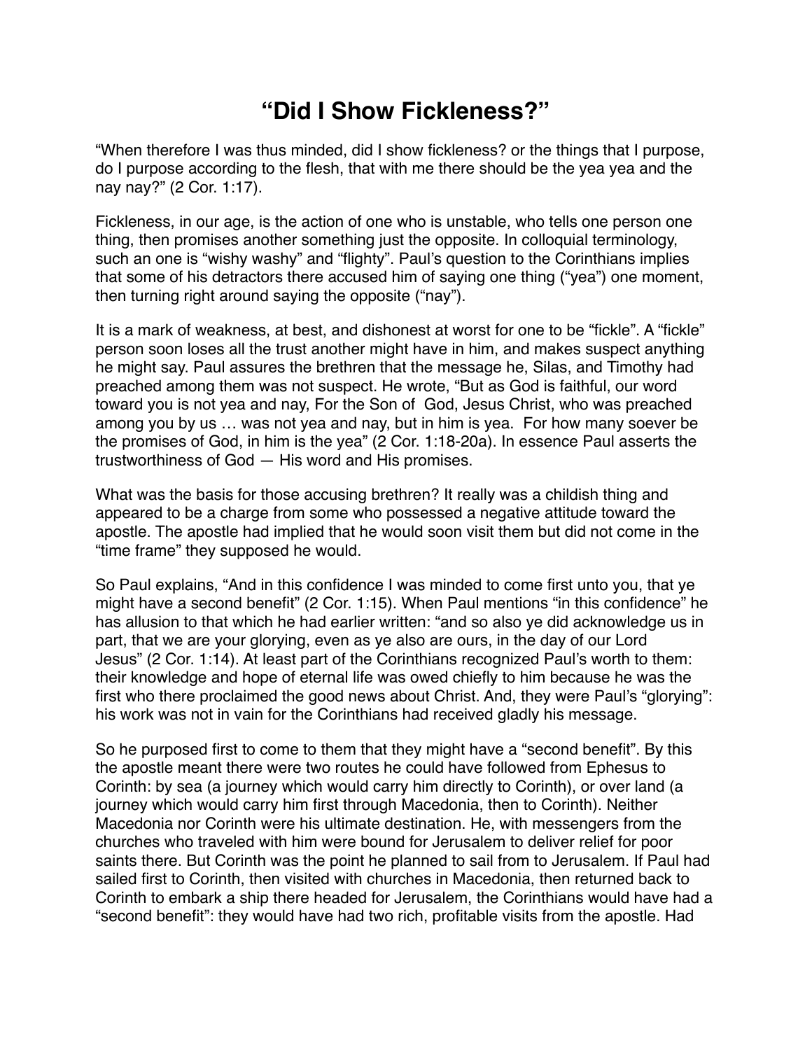# “Did I Show Fickleness?”

“When therefore I was thus minded, did I show fickleness? or the things that I purpose, do I purpose according to the flesh, that with me there should be the yea yea and the nay nay?” (2 Cor. 1:17).

Fickleness, in our age, is the action of one who is unstable, who tells one person one thing, then promises another something just the opposite. In colloquial terminology, such an one is “wishy washy” and “flighty”. Paul’s question to the Corinthians implies that some of his detractors there accused him of saying one thing (“yea”) one moment, then turning right around saying the opposite (“nay”).

It is a mark of weakness, at best, and dishonest at worst for one to be “fickle”. A “fickle” person soon loses all the trust another might have in him, and makes suspect anything he might say. Paul assures the brethren that the message he, Silas, and Timothy had preached among them was not suspect. He wrote, “But as God is faithful, our word toward you is not yea and nay, For the Son of God, Jesus Christ, who was preached among you by us … was not yea and nay, but in him is yea. For how many soever be the promises of God, in him is the yea” (2 Cor. 1:18-20a). In essence Paul asserts the trustworthiness of God — His word and His promises.

What was the basis for those accusing brethren? It really was a childish thing and appeared to be a charge from some who possessed a negative attitude toward the apostle. The apostle had implied that he would soon visit them but did not come in the “time frame” they supposed he would.

So Paul explains, “And in this confidence I was minded to come first unto you, that ye might have a second benefit” (2 Cor. 1:15). When Paul mentions “in this confidence” he has allusion to that which he had earlier written: “and so also ye did acknowledge us in part, that we are your glorying, even as ye also are ours, in the day of our Lord Jesus” (2 Cor. 1:14). At least part of the Corinthians recognized Paul’s worth to them: their knowledge and hope of eternal life was owed chiefly to him because he was the first who there proclaimed the good news about Christ. And, they were Paul’s “glorying”: his work was not in vain for the Corinthians had received gladly his message.

So he purposed first to come to them that they might have a “second benefit”. By this the apostle meant there were two routes he could have followed from Ephesus to Corinth: by sea (a journey which would carry him directly to Corinth), or over land (a journey which would carry him first through Macedonia, then to Corinth). Neither Macedonia nor Corinth were his ultimate destination. He, with messengers from the churches who traveled with him were bound for Jerusalem to deliver relief for poor saints there. But Corinth was the point he planned to sail from to Jerusalem. If Paul had sailed first to Corinth, then visited with churches in Macedonia, then returned back to Corinth to embark a ship there headed for Jerusalem, the Corinthians would have had a “second benefit”: they would have had two rich, profitable visits from the apostle. Had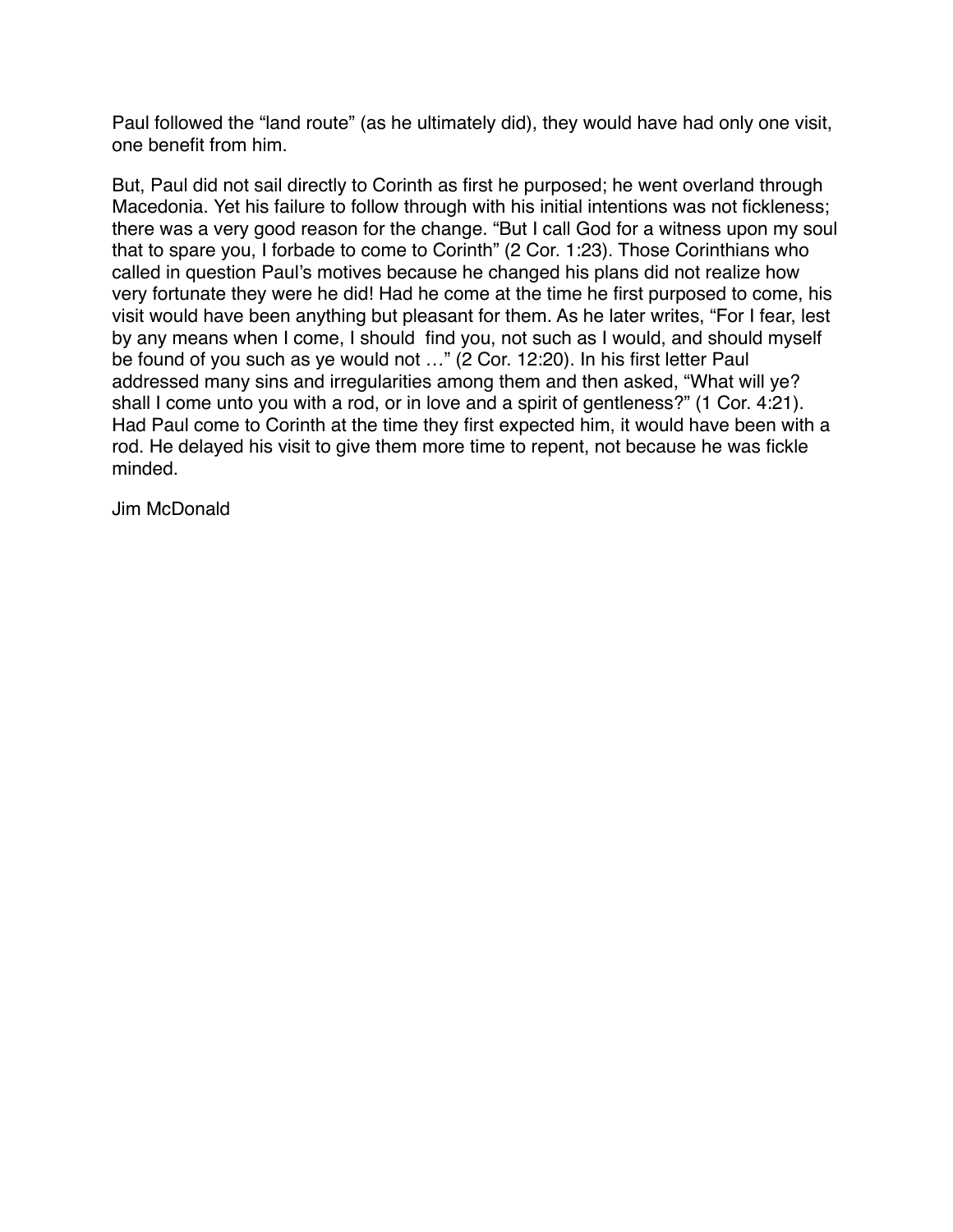Paul followed the "land route" (as he ultimately did), they would have had only one visit, one benefit from him.

But, Paul did not sail directly to Corinth as first he purposed; he went overland through Macedonia. Yet his failure to follow through with his initial intentions was not fickleness; there was a very good reason for the change. "But I call God for a witness upon my soul that to spare you, I forbade to come to Corinth" (2 Cor. 1:23). Those Corinthians who called in question Paul's motives because he changed his plans did not realize how very fortunate they were he did! Had he come at the time he first purposed to come, his visit would have been anything but pleasant for them. As he later writes, "For I fear, lest by any means when I come, I should find you, not such as I would, and should myself be found of you such as ye would not …" (2 Cor. 12:20). In his first letter Paul addressed many sins and irregularities among them and then asked, "What will ye? shall I come unto you with a rod, or in love and a spirit of gentleness?" (1 Cor. 4:21). Had Paul come to Corinth at the time they first expected him, it would have been with a rod. He delayed his visit to give them more time to repent, not because he was fickle minded.

Jim McDonald